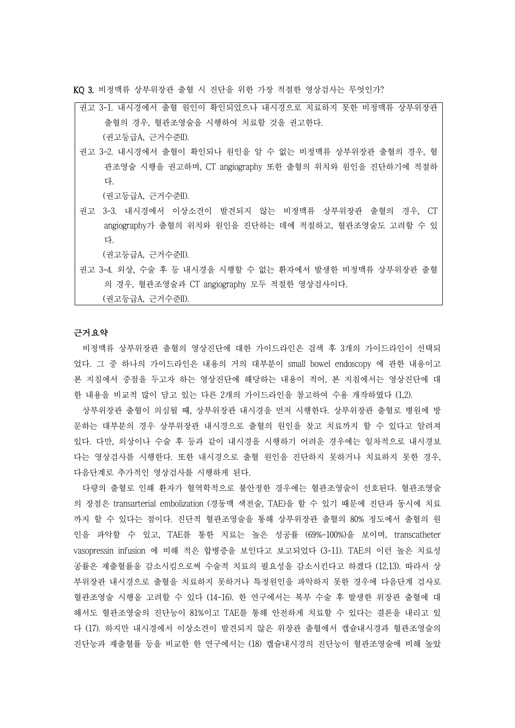**KQ 3.** 비정맥류 상부위장관 출혈 시 진단을 위한 가장 적절한 영상검사는 무엇인가?

> 권고 3-1. 내시경에서 출혈 원인이 확인되었으나 내시경으로 치료하지 못한 비정맥류 상부위장관 출혈의 경우, 혈관조영술을 시행하여 치료할 것을 권고한다.
> (권고등급A, 근거수준II).
>
> 권고 3-2. 내시경에서 출혈이 확인되나 원인을 알 수 없는 비정맥류 상부위장관 출혈의 경우, 혈관조영술 시행을 권고하며, CT angiography 또한 출혈의 위치와 원인을 진단하기에 적절하다.
> (권고등급A, 근거수준II).
>
> 권고 3-3. 내시경에서 이상소견이 발견되지 않는 비정맥류 상부위장관 출혈의 경우, CT angiography가 출혈의 위치와 원인을 진단하는 데에 적절하고, 혈관조영술도 고려할 수 있다.
> (권고등급A, 근거수준II).
>
> 권고 3-4. 외상, 수술 후 등 내시경을 시행할 수 없는 환자에서 발생한 비정맥류 상부위장관 출혈의 경우, 혈관조영술과 CT angiography 모두 적절한 영상검사이다.
> (권고등급A, 근거수준II).

## 근거요약

비정맥류 상부위장관 출혈의 영상진단에 대한 가이드라인은 검색 후 3개의 가이드라인이 선택되었다. 그 중 하나의 가이드라인은 내용의 거의 대부분이 small bowel endoscopy 에 관한 내용이고 본 지침에서 중점을 두고자 하는 영상진단에 해당하는 내용이 적어, 본 지침에서는 영상진단에 대한 내용을 비교적 많이 담고 있는 다른 2개의 가이드라인을 참고하여 수용 개작하였다 (1,2).

상부위장관 출혈이 의심될 때, 상부위장관 내시경을 먼저 시행한다. 상부위장관 출혈로 병원에 방문하는 대부분의 경우 상부위장관 내시경으로 출혈의 원인을 찾고 치료까지 할 수 있다고 알려져 있다. 다만, 외상이나 수술 후 등과 같이 내시경을 시행하기 어려운 경우에는 일차적으로 내시경보다는 영상검사를 시행한다. 또한 내시경으로 출혈 원인을 진단하지 못하거나 치료하지 못한 경우, 다음단계로 추가적인 영상검사를 시행하게 된다.

다량의 출혈로 인해 환자가 혈역학적으로 불안정한 경우에는 혈관조영술이 선호된다. 혈관조영술의 장점은 transarterial embolization (경동맥 색전술, TAE)을 할 수 있기 때문에 진단과 동시에 치료까지 할 수 있다는 점이다. 진단적 혈관조영술을 통해 상부위장관 출혈의 80% 정도에서 출혈의 원인을 파악할 수 있고, TAE를 통한 치료는 높은 성공률 (69%-100%)을 보이며, transcatheter vasopressin infusion 에 비해 적은 합병증을 보인다고 보고되었다 (3-11). TAE의 이런 높은 치료성공률은 재출혈률을 감소시킴으로써 수술적 치료의 필요성을 감소시킨다고 하겠다 (12,13). 따라서 상부위장관 내시경으로 출혈을 치료하지 못하거나 특정원인을 파악하지 못한 경우에 다음단계 검사로 혈관조영술 시행을 고려할 수 있다 (14-16). 한 연구에서는 복부 수술 후 발생한 위장관 출혈에 대해서도 혈관조영술의 진단능이 81%이고 TAE를 통해 안전하게 치료할 수 있다는 결론을 내리고 있다 (17). 하지만 내시경에서 이상소견이 발견되지 않은 위장관 출혈에서 캡슐내시경과 혈관조영술의 진단능과 재출혈률 등을 비교한 한 연구에서는 (18) 캡슐내시경의 진단능이 혈관조영술에 비해 높았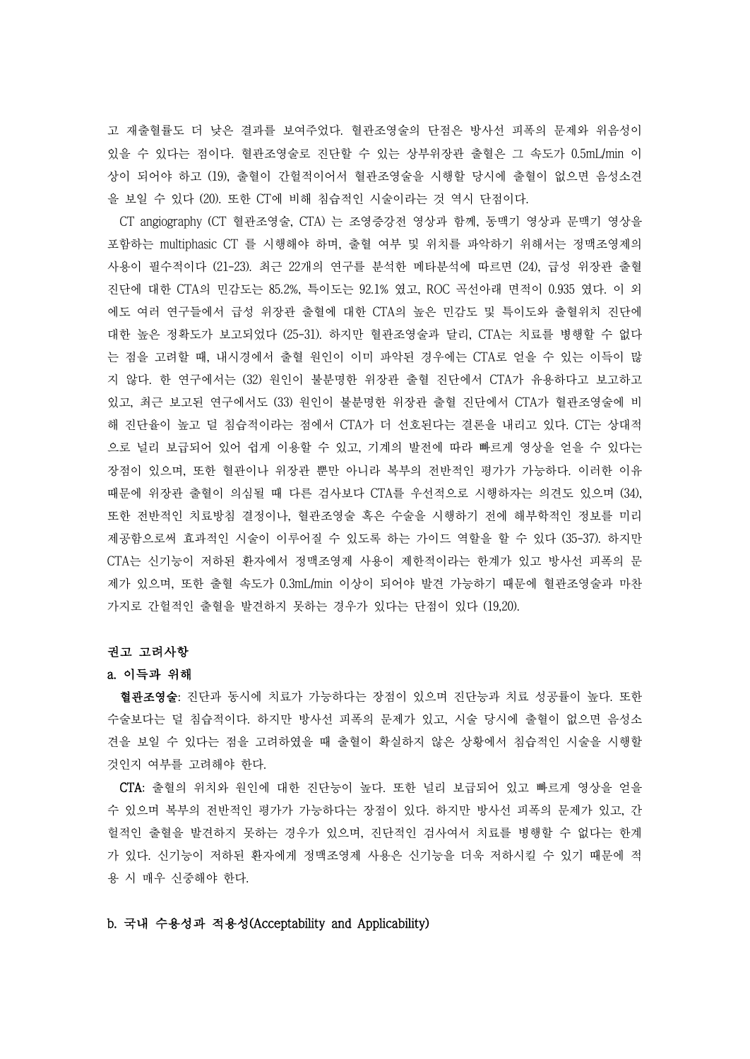고 재출혈률도 더 낮은 결과를 보여주었다. 혈관조영술의 단점은 방사선 피폭의 문제와 위음성이 있을 수 있다는 점이다. 혈관조영술로 진단할 수 있는 상부위장관 출혈은 그 속도가 0.5mL/min 이상이 되어야 하고 (19), 출혈이 간헐적이어서 혈관조영술을 시행할 당시에 출혈이 없으면 음성소견을 보일 수 있다 (20). 또한 CT에 비해 침습적인 시술이라는 것 역시 단점이다.

CT angiography (CT 혈관조영술, CTA) 는 조영증강전 영상과 함께, 동맥기 영상과 문맥기 영상을 포함하는 multiphasic CT 를 시행해야 하며, 출혈 여부 및 위치를 파악하기 위해서는 정맥조영제의 사용이 필수적이다 (21-23). 최근 22개의 연구를 분석한 메타분석에 따르면 (24), 급성 위장관 출혈 진단에 대한 CTA의 민감도는 85.2%, 특이도는 92.1% 였고, ROC 곡선아래 면적이 0.935 였다. 이 외에도 여러 연구들에서 급성 위장관 출혈에 대한 CTA의 높은 민감도 및 특이도와 출혈위치 진단에 대한 높은 정확도가 보고되었다 (25-31). 하지만 혈관조영술과 달리, CTA는 치료를 병행할 수 없다는 점을 고려할 때, 내시경에서 출혈 원인이 이미 파악된 경우에는 CTA로 얻을 수 있는 이득이 많지 않다. 한 연구에서는 (32) 원인이 불분명한 위장관 출혈 진단에서 CTA가 유용하다고 보고하고 있고, 최근 보고된 연구에서도 (33) 원인이 불분명한 위장관 출혈 진단에서 CTA가 혈관조영술에 비해 진단율이 높고 덜 침습적이라는 점에서 CTA가 더 선호된다는 결론을 내리고 있다. CT는 상대적으로 널리 보급되어 있어 쉽게 이용할 수 있고, 기계의 발전에 따라 빠르게 영상을 얻을 수 있다는 장점이 있으며, 또한 혈관이나 위장관 뿐만 아니라 복부의 전반적인 평가가 가능하다. 이러한 이유 때문에 위장관 출혈이 의심될 때 다른 검사보다 CTA를 우선적으로 시행하자는 의견도 있으며 (34), 또한 전반적인 치료방침 결정이나, 혈관조영술 혹은 수술을 시행하기 전에 해부학적인 정보를 미리 제공함으로써 효과적인 시술이 이루어질 수 있도록 하는 가이드 역할을 할 수 있다 (35-37). 하지만 CTA는 신기능이 저하된 환자에서 정맥조영제 사용이 제한적이라는 한계가 있고 방사선 피폭의 문제가 있으며, 또한 출혈 속도가 0.3mL/min 이상이 되어야 발견 가능하기 때문에 혈관조영술과 마찬가지로 간헐적인 출혈을 발견하지 못하는 경우가 있다는 단점이 있다 (19,20).

### 권고 고려사항

#### a. 이득과 위해

**혈관조영술**: 진단과 동시에 치료가 가능하다는 장점이 있으며 진단능과 치료 성공률이 높다. 또한 수술보다는 덜 침습적이다. 하지만 방사선 피폭의 문제가 있고, 시술 당시에 출혈이 없으면 음성소견을 보일 수 있다는 점을 고려하였을 때 출혈이 확실하지 않은 상황에서 침습적인 시술을 시행할 것인지 여부를 고려해야 한다.

**CTA**: 출혈의 위치와 원인에 대한 진단능이 높다. 또한 널리 보급되어 있고 빠르게 영상을 얻을 수 있으며 복부의 전반적인 평가가 가능하다는 장점이 있다. 하지만 방사선 피폭의 문제가 있고, 간헐적인 출혈을 발견하지 못하는 경우가 있으며, 진단적인 검사여서 치료를 병행할 수 없다는 한계가 있다. 신기능이 저하된 환자에게 정맥조영제 사용은 신기능을 더욱 저하시킬 수 있기 때문에 적용 시 매우 신중해야 한다.

#### b. 국내 수용성과 적용성(Acceptability and Applicability)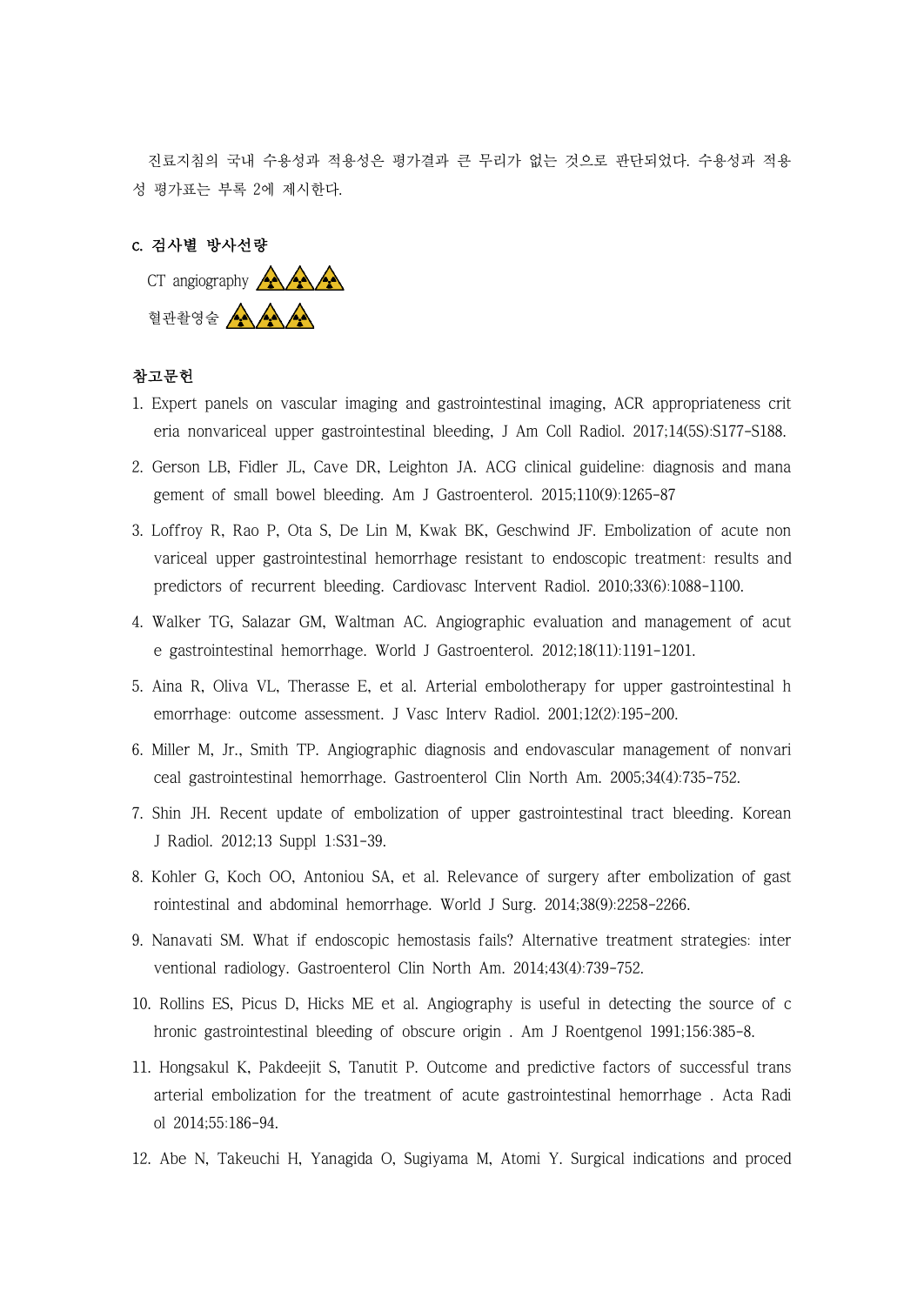진료지침의 국내 수용성과 적용성은 평가결과 큰 무리가 없는 것으로 판단되었다. 수용성과 적용성 평가표는 부록 2에 제시한다.

**c. 검사별 방사선량**

CT angiography ☢☢☢

혈관촬영술 ☢☢☢

**참고문헌**

1. Expert panels on vascular imaging and gastrointestinal imaging, ACR appropriateness criteria nonvariceal upper gastrointestinal bleeding, J Am Coll Radiol. 2017;14(5S):S177-S188.
2. Gerson LB, Fidler JL, Cave DR, Leighton JA. ACG clinical guideline: diagnosis and management of small bowel bleeding. Am J Gastroenterol. 2015;110(9):1265-87
3. Loffroy R, Rao P, Ota S, De Lin M, Kwak BK, Geschwind JF. Embolization of acute nonvariceal upper gastrointestinal hemorrhage resistant to endoscopic treatment: results and predictors of recurrent bleeding. Cardiovasc Intervent Radiol. 2010;33(6):1088-1100.
4. Walker TG, Salazar GM, Waltman AC. Angiographic evaluation and management of acute gastrointestinal hemorrhage. World J Gastroenterol. 2012;18(11):1191-1201.
5. Aina R, Oliva VL, Therasse E, et al. Arterial embolotherapy for upper gastrointestinal hemorrhage: outcome assessment. J Vasc Interv Radiol. 2001;12(2):195-200.
6. Miller M, Jr., Smith TP. Angiographic diagnosis and endovascular management of nonvariceal gastrointestinal hemorrhage. Gastroenterol Clin North Am. 2005;34(4):735-752.
7. Shin JH. Recent update of embolization of upper gastrointestinal tract bleeding. Korean J Radiol. 2012;13 Suppl 1:S31-39.
8. Kohler G, Koch OO, Antoniou SA, et al. Relevance of surgery after embolization of gastrointestinal and abdominal hemorrhage. World J Surg. 2014;38(9):2258-2266.
9. Nanavati SM. What if endoscopic hemostasis fails? Alternative treatment strategies: interventional radiology. Gastroenterol Clin North Am. 2014;43(4):739-752.
10. Rollins ES, Picus D, Hicks ME et al. Angiography is useful in detecting the source of chronic gastrointestinal bleeding of obscure origin . Am J Roentgenol 1991;156:385-8.
11. Hongsakul K, Pakdeejit S, Tanutit P. Outcome and predictive factors of successful transarterial embolization for the treatment of acute gastrointestinal hemorrhage . Acta Radiol 2014;55:186-94.
12. Abe N, Takeuchi H, Yanagida O, Sugiyama M, Atomi Y. Surgical indications and proced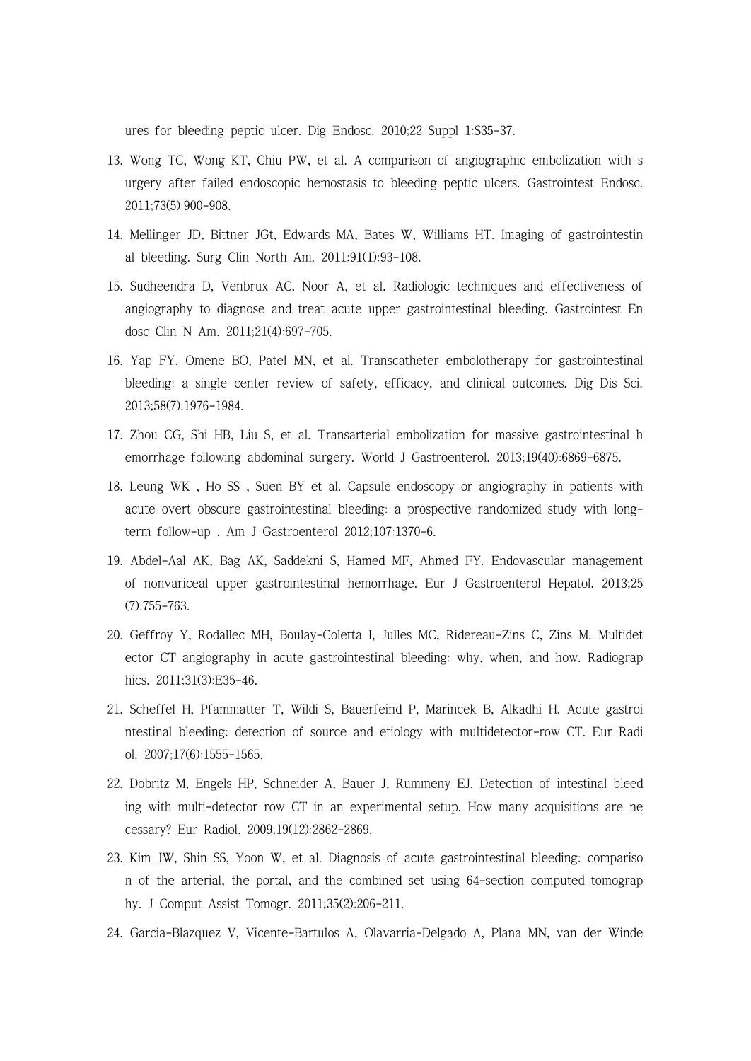ures for bleeding peptic ulcer. Dig Endosc. 2010;22 Suppl 1:S35-37.

13. Wong TC, Wong KT, Chiu PW, et al. A comparison of angiographic embolization with surgery after failed endoscopic hemostasis to bleeding peptic ulcers. Gastrointest Endosc. 2011;73(5):900-908.
14. Mellinger JD, Bittner JGt, Edwards MA, Bates W, Williams HT. Imaging of gastrointestinal bleeding. Surg Clin North Am. 2011;91(1):93-108.
15. Sudheendra D, Venbrux AC, Noor A, et al. Radiologic techniques and effectiveness of angiography to diagnose and treat acute upper gastrointestinal bleeding. Gastrointest Endosc Clin N Am. 2011;21(4):697-705.
16. Yap FY, Omene BO, Patel MN, et al. Transcatheter embolotherapy for gastrointestinal bleeding: a single center review of safety, efficacy, and clinical outcomes. Dig Dis Sci. 2013;58(7):1976-1984.
17. Zhou CG, Shi HB, Liu S, et al. Transarterial embolization for massive gastrointestinal hemorrhage following abdominal surgery. World J Gastroenterol. 2013;19(40):6869-6875.
18. Leung WK , Ho SS , Suen BY et al. Capsule endoscopy or angiography in patients with acute overt obscure gastrointestinal bleeding: a prospective randomized study with long-term follow-up . Am J Gastroenterol 2012;107:1370-6.
19. Abdel-Aal AK, Bag AK, Saddekni S, Hamed MF, Ahmed FY. Endovascular management of nonvariceal upper gastrointestinal hemorrhage. Eur J Gastroenterol Hepatol. 2013;25(7):755-763.
20. Geffroy Y, Rodallec MH, Boulay-Coletta I, Julles MC, Ridereau-Zins C, Zins M. Multidetector CT angiography in acute gastrointestinal bleeding: why, when, and how. Radiographics. 2011;31(3):E35-46.
21. Scheffel H, Pfammatter T, Wildi S, Bauerfeind P, Marincek B, Alkadhi H. Acute gastrointestinal bleeding: detection of source and etiology with multidetector-row CT. Eur Radiol. 2007;17(6):1555-1565.
22. Dobritz M, Engels HP, Schneider A, Bauer J, Rummeny EJ. Detection of intestinal bleeding with multi-detector row CT in an experimental setup. How many acquisitions are necessary? Eur Radiol. 2009;19(12):2862-2869.
23. Kim JW, Shin SS, Yoon W, et al. Diagnosis of acute gastrointestinal bleeding: comparison of the arterial, the portal, and the combined set using 64-section computed tomography. J Comput Assist Tomogr. 2011;35(2):206-211.
24. Garcia-Blazquez V, Vicente-Bartulos A, Olavarria-Delgado A, Plana MN, van der Winde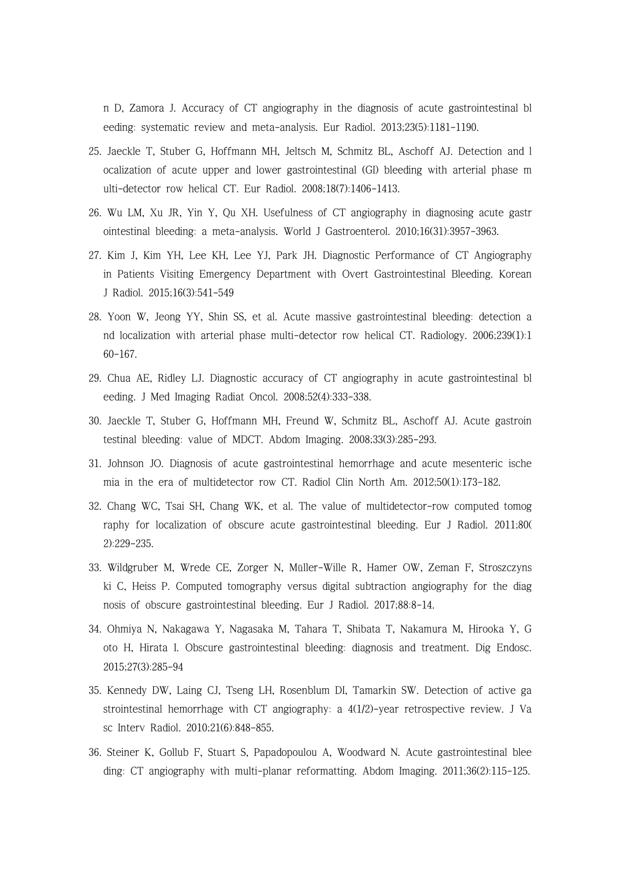n D, Zamora J. Accuracy of CT angiography in the diagnosis of acute gastrointestinal bleeding: systematic review and meta-analysis. Eur Radiol. 2013;23(5):1181-1190.

25. Jaeckle T, Stuber G, Hoffmann MH, Jeltsch M, Schmitz BL, Aschoff AJ. Detection and localization of acute upper and lower gastrointestinal (GI) bleeding with arterial phase multi-detector row helical CT. Eur Radiol. 2008;18(7):1406-1413.
26. Wu LM, Xu JR, Yin Y, Qu XH. Usefulness of CT angiography in diagnosing acute gastrointestinal bleeding: a meta-analysis. World J Gastroenterol. 2010;16(31):3957-3963.
27. Kim J, Kim YH, Lee KH, Lee YJ, Park JH. Diagnostic Performance of CT Angiography in Patients Visiting Emergency Department with Overt Gastrointestinal Bleeding. Korean J Radiol. 2015;16(3):541-549
28. Yoon W, Jeong YY, Shin SS, et al. Acute massive gastrointestinal bleeding: detection and localization with arterial phase multi-detector row helical CT. Radiology. 2006;239(1):160-167.
29. Chua AE, Ridley LJ. Diagnostic accuracy of CT angiography in acute gastrointestinal bleeding. J Med Imaging Radiat Oncol. 2008;52(4):333-338.
30. Jaeckle T, Stuber G, Hoffmann MH, Freund W, Schmitz BL, Aschoff AJ. Acute gastrointestinal bleeding: value of MDCT. Abdom Imaging. 2008;33(3):285-293.
31. Johnson JO. Diagnosis of acute gastrointestinal hemorrhage and acute mesenteric ischemia in the era of multidetector row CT. Radiol Clin North Am. 2012;50(1):173-182.
32. Chang WC, Tsai SH, Chang WK, et al. The value of multidetector-row computed tomography for localization of obscure acute gastrointestinal bleeding. Eur J Radiol. 2011;80(2):229-235.
33. Wildgruber M, Wrede CE, Zorger N, Müller-Wille R, Hamer OW, Zeman F, Stroszczynski C, Heiss P. Computed tomography versus digital subtraction angiography for the diagnosis of obscure gastrointestinal bleeding. Eur J Radiol. 2017;88:8-14.
34. Ohmiya N, Nakagawa Y, Nagasaka M, Tahara T, Shibata T, Nakamura M, Hirooka Y, Goto H, Hirata I. Obscure gastrointestinal bleeding: diagnosis and treatment. Dig Endosc. 2015;27(3):285-94
35. Kennedy DW, Laing CJ, Tseng LH, Rosenblum DI, Tamarkin SW. Detection of active gastrointestinal hemorrhage with CT angiography: a 4(1/2)-year retrospective review. J Vasc Interv Radiol. 2010;21(6):848-855.
36. Steiner K, Gollub F, Stuart S, Papadopoulou A, Woodward N. Acute gastrointestinal bleeding: CT angiography with multi-planar reformatting. Abdom Imaging. 2011;36(2):115-125.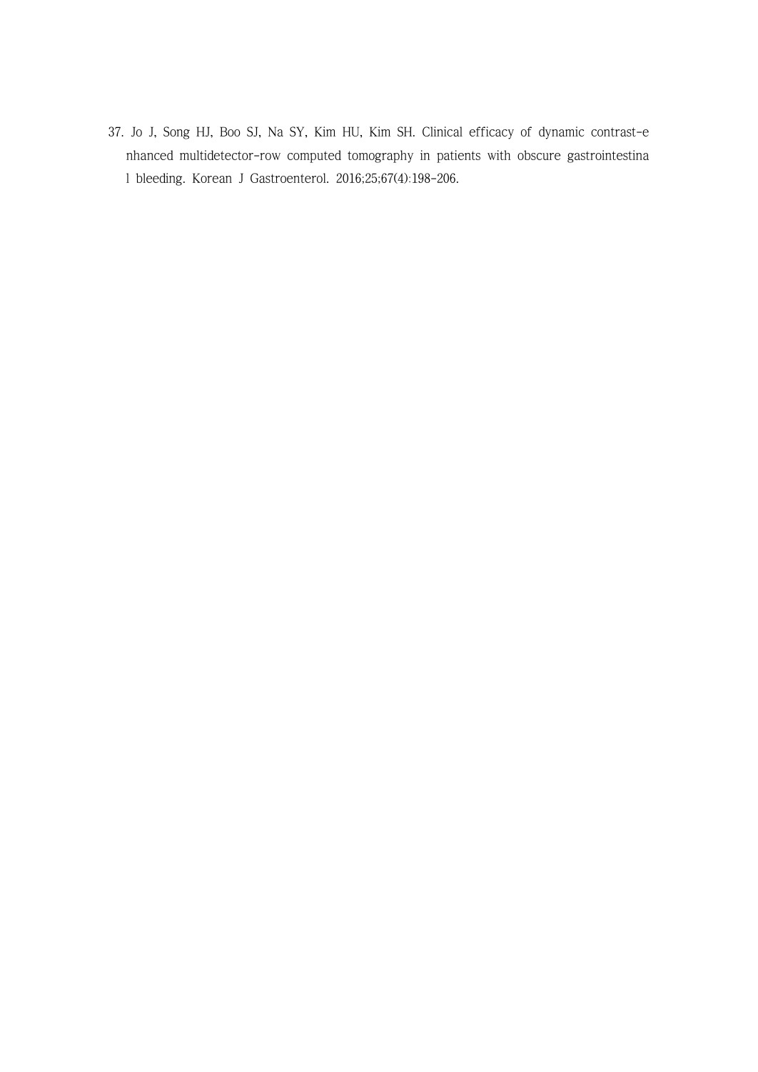37. Jo J, Song HJ, Boo SJ, Na SY, Kim HU, Kim SH. Clinical efficacy of dynamic contrast-enhanced multidetector-row computed tomography in patients with obscure gastrointestinal bleeding. Korean J Gastroenterol. 2016;25;67(4):198-206.